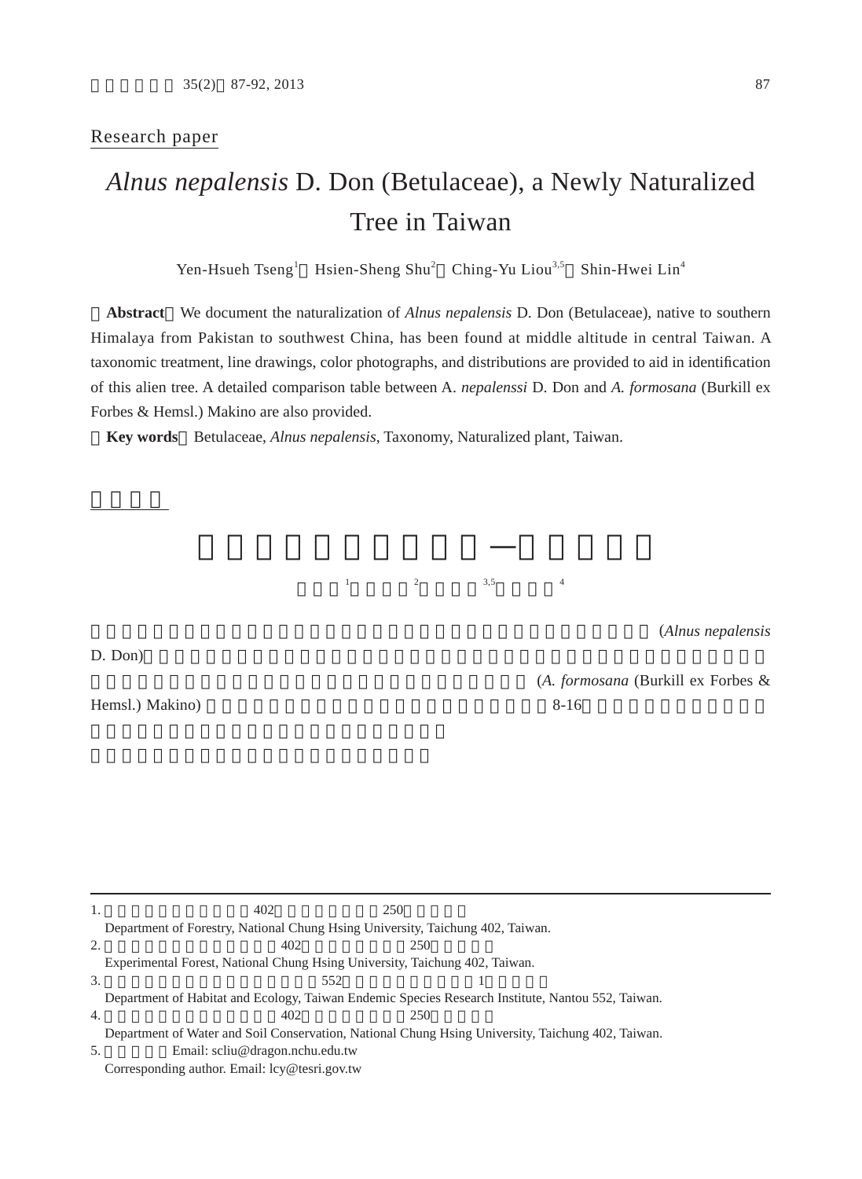Research paper

# *Alnus nepalensis* D. Don (Betulaceae), a Newly Naturalized Tree in Taiwan

Yen-Hsueh Tseng[1] Hsien-Sheng Shu[2] Ching-Yu Liou[3,5] Shin-Hwei Lin[4]

**Abstract** We document the naturalization of *Alnus nepalensis* D. Don (Betulaceae), native to southern Himalaya from Pakistan to southwest China, has been found at middle altitude in central Taiwan. A taxonomic treatment, line drawings, color photographs, and distributions are provided to aid in identification of this alien tree. A detailed comparison table between A. *nepalenssi* D. Don and *A. formosana* (Burkill ex Forbes & Hemsl.) Makino are also provided.

**Key words** Betulaceae, *Alnus nepalensis*, Taxonomy, Naturalized plant, Taiwan.

(*Alnus nepalensis* D. Don)

(*A. formosana* (Burkill ex Forbes & Hemsl.) Makino) 8-16

---

1. 402 250
   Department of Forestry, National Chung Hsing University, Taichung 402, Taiwan.
2. 402 250
   Experimental Forest, National Chung Hsing University, Taichung 402, Taiwan.
3. 552 1
   Department of Habitat and Ecology, Taiwan Endemic Species Research Institute, Nantou 552, Taiwan.
4. 402 250
   Department of Water and Soil Conservation, National Chung Hsing University, Taichung 402, Taiwan.
5. Email: scliu@dragon.nchu.edu.tw
   Corresponding author. Email: lcy@tesri.gov.tw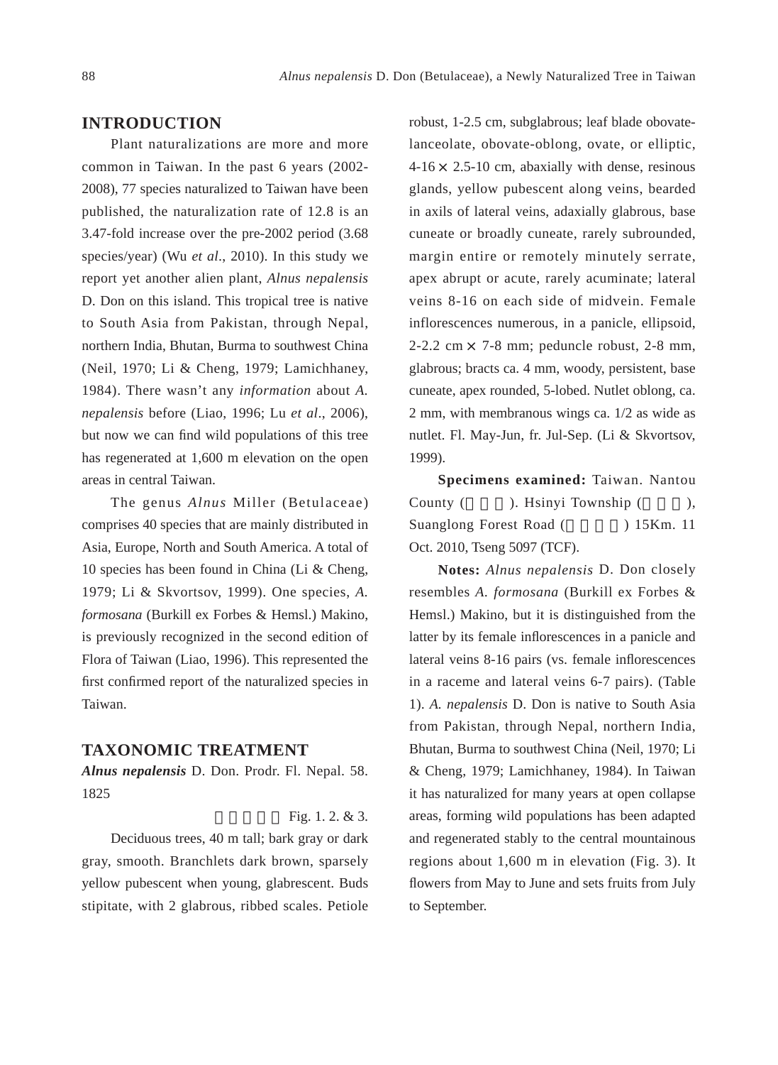## INTRODUCTION

Plant naturalizations are more and more common in Taiwan. In the past 6 years (2002-2008), 77 species naturalized to Taiwan have been published, the naturalization rate of 12.8 is an 3.47-fold increase over the pre-2002 period (3.68 species/year) (Wu *et al*., 2010). In this study we report yet another alien plant, *Alnus nepalensis* D. Don on this island. This tropical tree is native to South Asia from Pakistan, through Nepal, northern India, Bhutan, Burma to southwest China (Neil, 1970; Li & Cheng, 1979; Lamichhaney, 1984). There wasn't any *information* about *A. nepalensis* before (Liao, 1996; Lu *et al*., 2006), but now we can find wild populations of this tree has regenerated at 1,600 m elevation on the open areas in central Taiwan.

The genus *Alnus* Miller (Betulaceae) comprises 40 species that are mainly distributed in Asia, Europe, North and South America. A total of 10 species has been found in China (Li & Cheng, 1979; Li & Skvortsov, 1999). One species, *A. formosana* (Burkill ex Forbes & Hemsl.) Makino, is previously recognized in the second edition of Flora of Taiwan (Liao, 1996). This represented the first confirmed report of the naturalized species in Taiwan.

## TAXONOMIC TREATMENT

***Alnus nepalensis*** D. Don. Prodr. Fl. Nepal. 58. 1825

Fig. 1. 2. & 3.

Deciduous trees, 40 m tall; bark gray or dark gray, smooth. Branchlets dark brown, sparsely yellow pubescent when young, glabrescent. Buds stipitate, with 2 glabrous, ribbed scales. Petiole robust, 1-2.5 cm, subglabrous; leaf blade obovate-lanceolate, obovate-oblong, ovate, or elliptic, 4-16 × 2.5-10 cm, abaxially with dense, resinous glands, yellow pubescent along veins, bearded in axils of lateral veins, adaxially glabrous, base cuneate or broadly cuneate, rarely subrounded, margin entire or remotely minutely serrate, apex abrupt or acute, rarely acuminate; lateral veins 8-16 on each side of midvein. Female inflorescences numerous, in a panicle, ellipsoid, 2-2.2 cm × 7-8 mm; peduncle robust, 2-8 mm, glabrous; bracts ca. 4 mm, woody, persistent, base cuneate, apex rounded, 5-lobed. Nutlet oblong, ca. 2 mm, with membranous wings ca. 1/2 as wide as nutlet. Fl. May-Jun, fr. Jul-Sep. (Li & Skvortsov, 1999).

**Specimens examined:** Taiwan. Nantou County (　　　). Hsinyi Township (　　　), Suanglong Forest Road (　　　　) 15Km. 11 Oct. 2010, Tseng 5097 (TCF).

**Notes:** *Alnus nepalensis* D. Don closely resembles *A. formosana* (Burkill ex Forbes & Hemsl.) Makino, but it is distinguished from the latter by its female inflorescences in a panicle and lateral veins 8-16 pairs (vs. female inflorescences in a raceme and lateral veins 6-7 pairs). (Table 1). *A. nepalensis* D. Don is native to South Asia from Pakistan, through Nepal, northern India, Bhutan, Burma to southwest China (Neil, 1970; Li & Cheng, 1979; Lamichhaney, 1984). In Taiwan it has naturalized for many years at open collapse areas, forming wild populations has been adapted and regenerated stably to the central mountainous regions about 1,600 m in elevation (Fig. 3). It flowers from May to June and sets fruits from July to September.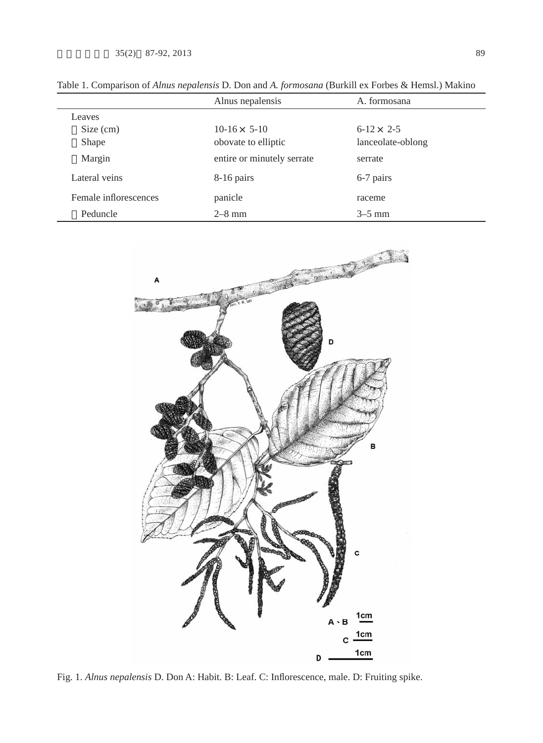Table 1. Comparison of *Alnus nepalensis* D. Don and *A. formosana* (Burkill ex Forbes & Hemsl.) Makino

| | Alnus nepalensis | A. formosana |
|---|---|---|
| Leaves | | |
| Size (cm) | 10-16 × 5-10 | 6-12 × 2-5 |
| Shape | obovate to elliptic | lanceolate-oblong |
| Margin | entire or minutely serrate | serrate |
| Lateral veins | 8-16 pairs | 6-7 pairs |
| Female inflorescences | panicle | raceme |
| Peduncle | 2–8 mm | 3–5 mm |

Fig. 1. *Alnus nepalensis* D. Don A: Habit. B: Leaf. C: Inflorescence, male. D: Fruiting spike.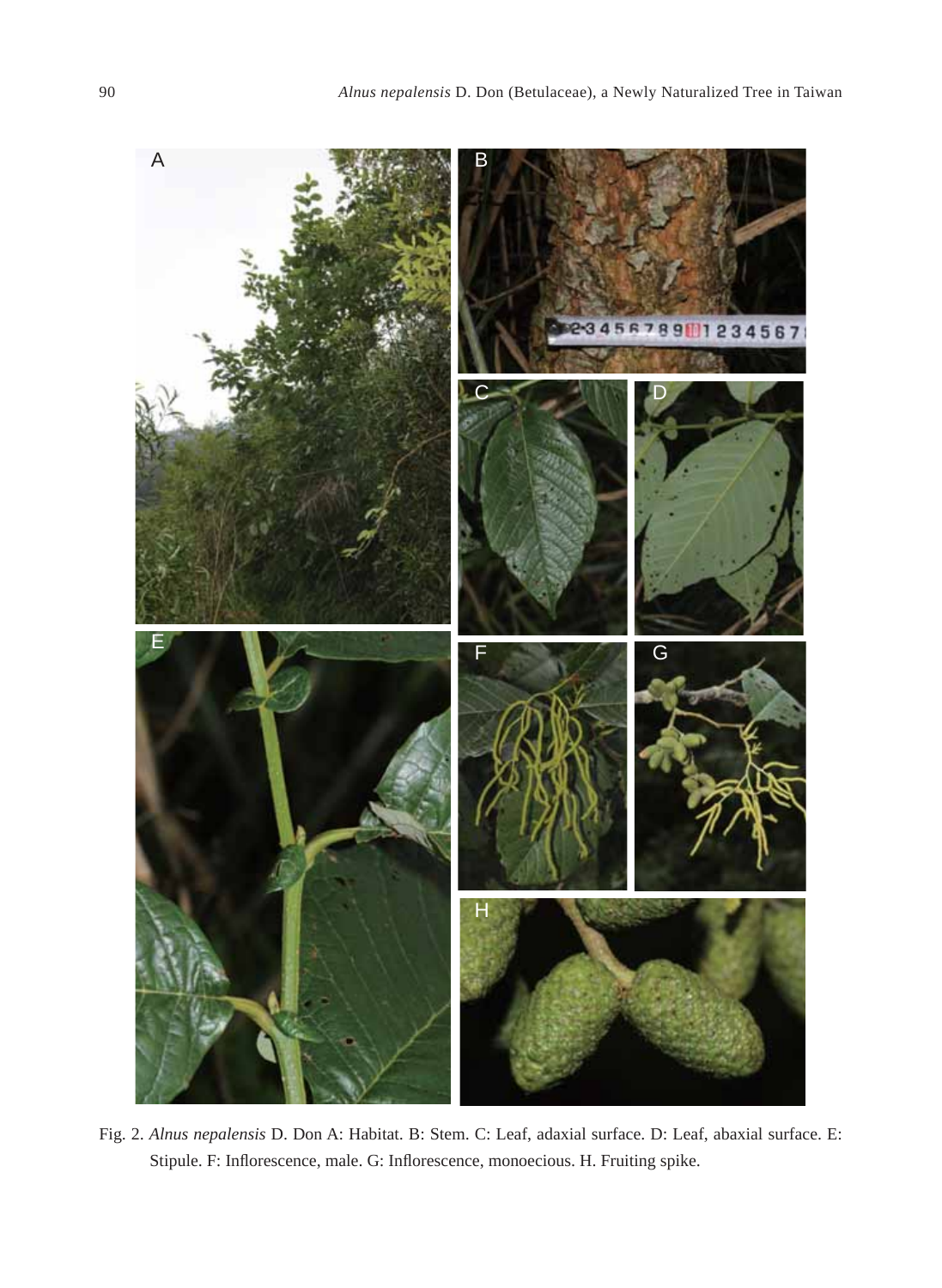Fig. 2. *Alnus nepalensis* D. Don A: Habitat. B: Stem. C: Leaf, adaxial surface. D: Leaf, abaxial surface. E: Stipule. F: Inflorescence, male. G: Inflorescence, monoecious. H. Fruiting spike.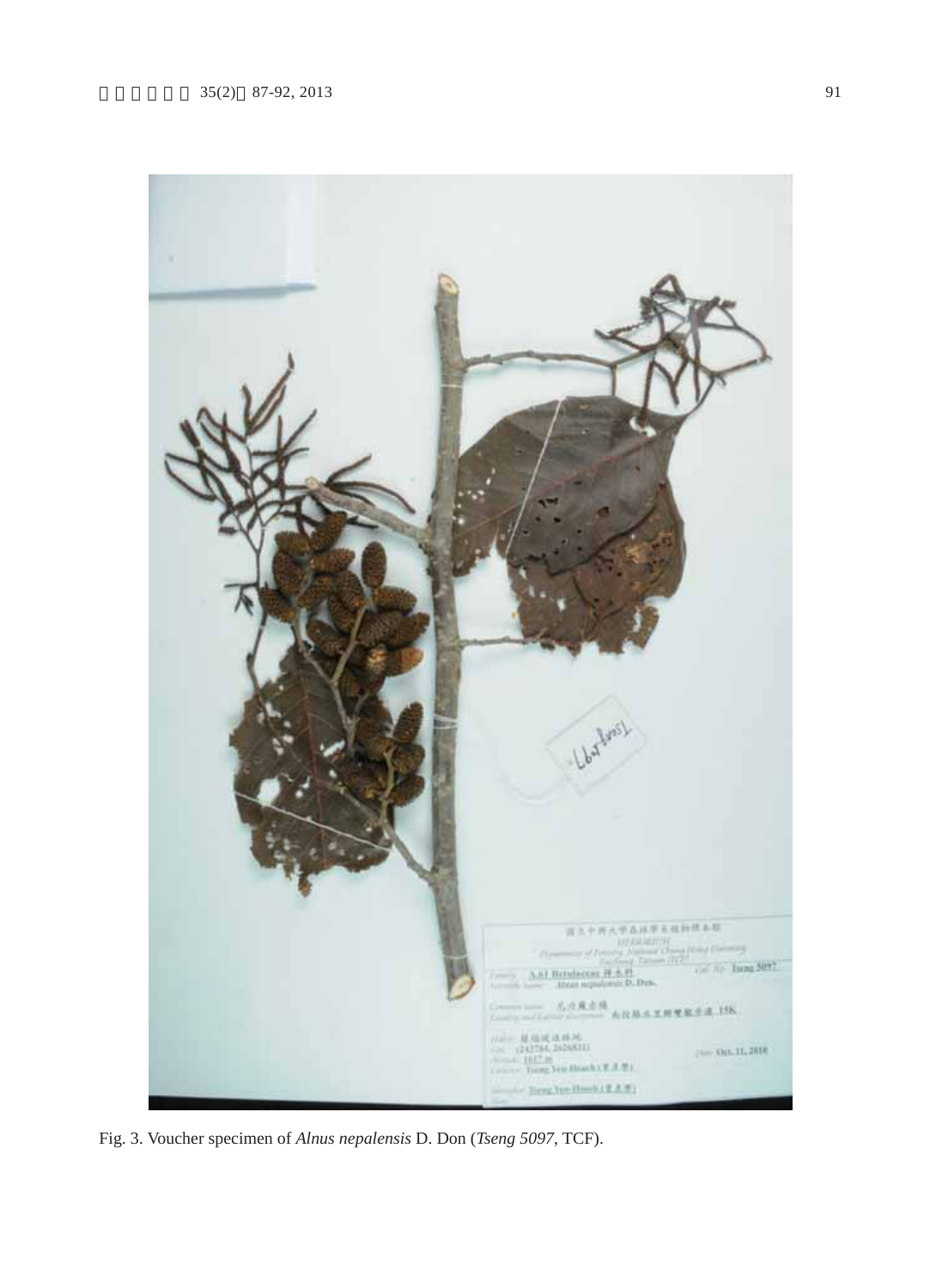Fig. 3. Voucher specimen of *Alnus nepalensis* D. Don (*Tseng 5097*, TCF).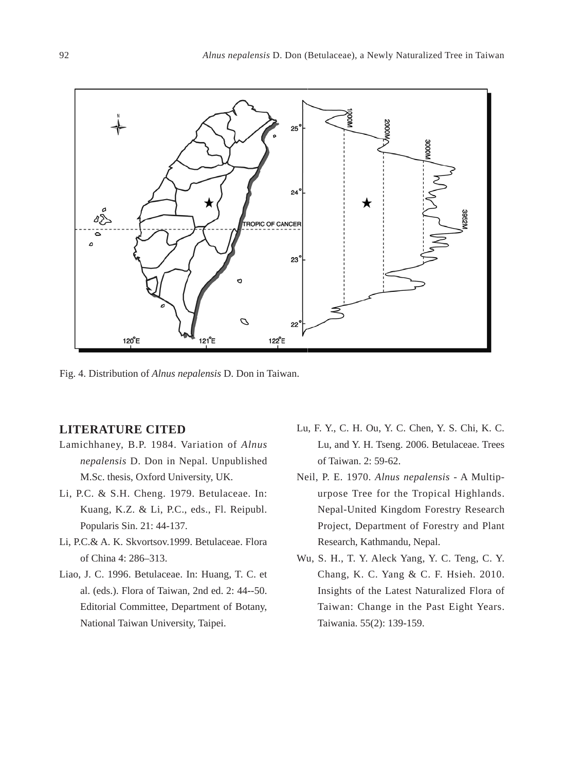25°

24°

23°

22°

120°E

121°E

122°E

TROPIC OF CANCER

1000M

2000M

3000M

3952M

Fig. 4. Distribution of *Alnus nepalensis* D. Don in Taiwan.

## LITERATURE CITED

Lamichhaney, B.P. 1984. Variation of *Alnus nepalensis* D. Don in Nepal. Unpublished M.Sc. thesis, Oxford University, UK.

Li, P.C. & S.H. Cheng. 1979. Betulaceae. In: Kuang, K.Z. & Li, P.C., eds., Fl. Reipubl. Popularis Sin. 21: 44-137.

Li, P.C.& A. K. Skvortsov.1999. Betulaceae. Flora of China 4: 286–313.

Liao, J. C. 1996. Betulaceae. In: Huang, T. C. et al. (eds.). Flora of Taiwan, 2nd ed. 2: 44--50. Editorial Committee, Department of Botany, National Taiwan University, Taipei.

Lu, F. Y., C. H. Ou, Y. C. Chen, Y. S. Chi, K. C. Lu, and Y. H. Tseng. 2006. Betulaceae. Trees of Taiwan. 2: 59-62.

Neil, P. E. 1970. *Alnus nepalensis* - A Multipurpose Tree for the Tropical Highlands. Nepal-United Kingdom Forestry Research Project, Department of Forestry and Plant Research, Kathmandu, Nepal.

Wu, S. H., T. Y. Aleck Yang, Y. C. Teng, C. Y. Chang, K. C. Yang & C. F. Hsieh. 2010. Insights of the Latest Naturalized Flora of Taiwan: Change in the Past Eight Years. Taiwania. 55(2): 139-159.